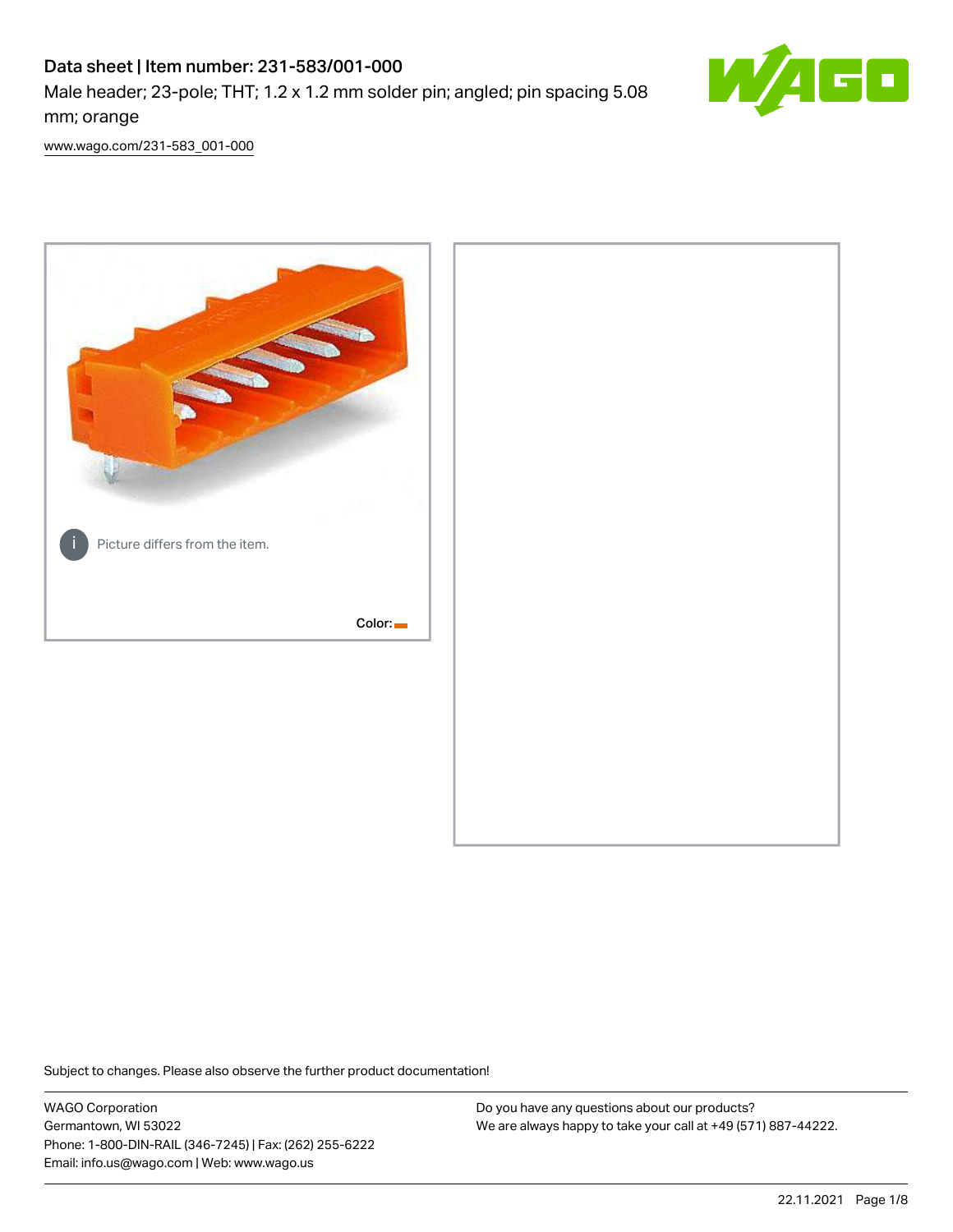# Data sheet | Item number: 231-583/001-000

Male header; 23-pole; THT; 1.2 x 1.2 mm solder pin; angled; pin spacing 5.08 mm; orange

www.wago.com/231-583_001-000

Picture differs from the item.

Color:

Subject to changes. Please also observe the further product documentation!

WAGO Corporation
Germantown, WI 53022
Phone: 1-800-DIN-RAIL (346-7245) | Fax: (262) 255-6222
Email: info.us@wago.com | Web: www.wago.us

Do you have any questions about our products?
We are always happy to take your call at +49 (571) 887-44222.

22.11.2021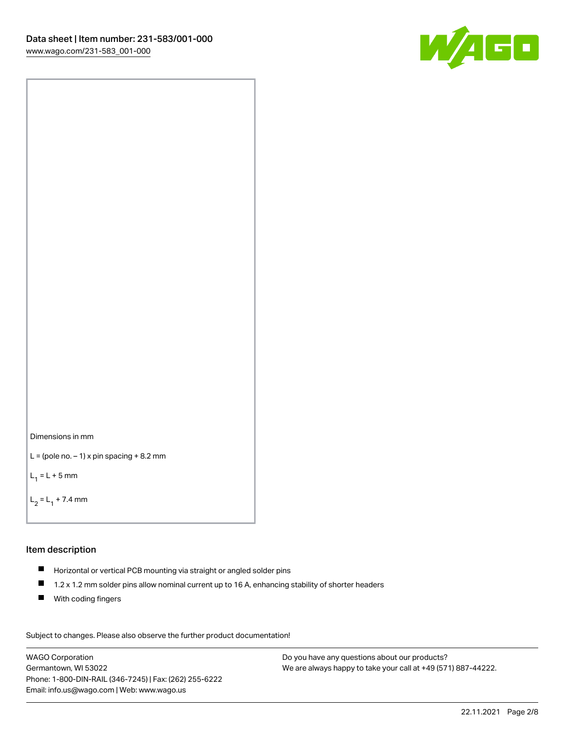Dimensions in mm

L = (pole no. – 1) x pin spacing + 8.2 mm

$L_1$ = L + 5 mm

$L_2$ = $L_1$ + 7.4 mm

## Item description

- Horizontal or vertical PCB mounting via straight or angled solder pins
- 1.2 x 1.2 mm solder pins allow nominal current up to 16 A, enhancing stability of shorter headers
- With coding fingers

Subject to changes. Please also observe the further product documentation!

WAGO Corporation
Germantown, WI 53022
Phone: 1-800-DIN-RAIL (346-7245) | Fax: (262) 255-6222
Email: info.us@wago.com | Web: www.wago.us

Do you have any questions about our products?
We are always happy to take your call at +49 (571) 887-44222.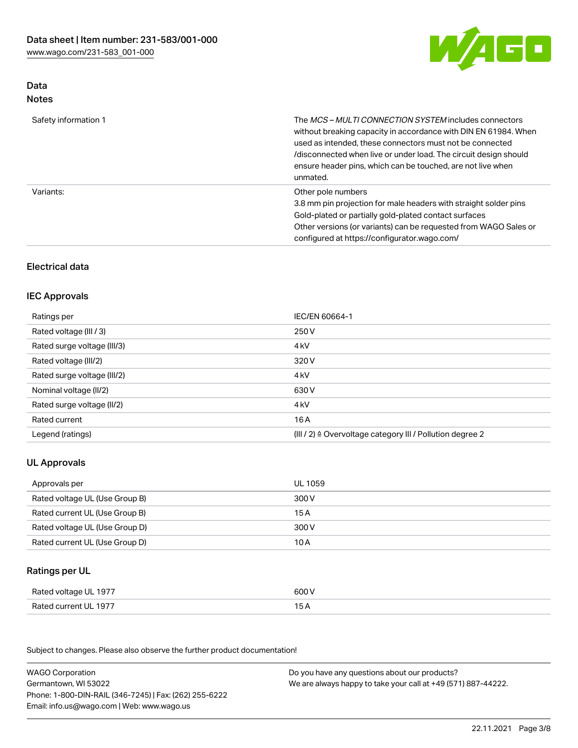## Data
### Notes

| | |
|---|---|
| Safety information 1 | The *MCS – MULTI CONNECTION SYSTEM* includes connectors without breaking capacity in accordance with DIN EN 61984. When used as intended, these connectors must not be connected /disconnected when live or under load. The circuit design should ensure header pins, which can be touched, are not live when unmated. |
| Variants: | Other pole numbers<br>3.8 mm pin projection for male headers with straight solder pins<br>Gold-plated or partially gold-plated contact surfaces<br>Other versions (or variants) can be requested from WAGO Sales or configured at https://configurator.wago.com/ |

## Electrical data

### IEC Approvals

| | |
|---|---|
| Ratings per | IEC/EN 60664-1 |
| Rated voltage (III / 3) | 250 V |
| Rated surge voltage (III/3) | 4 kV |
| Rated voltage (III/2) | 320 V |
| Rated surge voltage (III/2) | 4 kV |
| Nominal voltage (II/2) | 630 V |
| Rated surge voltage (II/2) | 4 kV |
| Rated current | 16 A |
| Legend (ratings) | (III / 2) ≙ Overvoltage category III / Pollution degree 2 |

### UL Approvals

| | |
|---|---|
| Approvals per | UL 1059 |
| Rated voltage UL (Use Group B) | 300 V |
| Rated current UL (Use Group B) | 15 A |
| Rated voltage UL (Use Group D) | 300 V |
| Rated current UL (Use Group D) | 10 A |

### Ratings per UL

| | |
|---|---|
| Rated voltage UL 1977 | 600 V |
| Rated current UL 1977 | 15 A |

Subject to changes. Please also observe the further product documentation!

WAGO Corporation
Germantown, WI 53022
Phone: 1-800-DIN-RAIL (346-7245) | Fax: (262) 255-6222
Email: info.us@wago.com | Web: www.wago.us

Do you have any questions about our products?
We are always happy to take your call at +49 (571) 887-44222.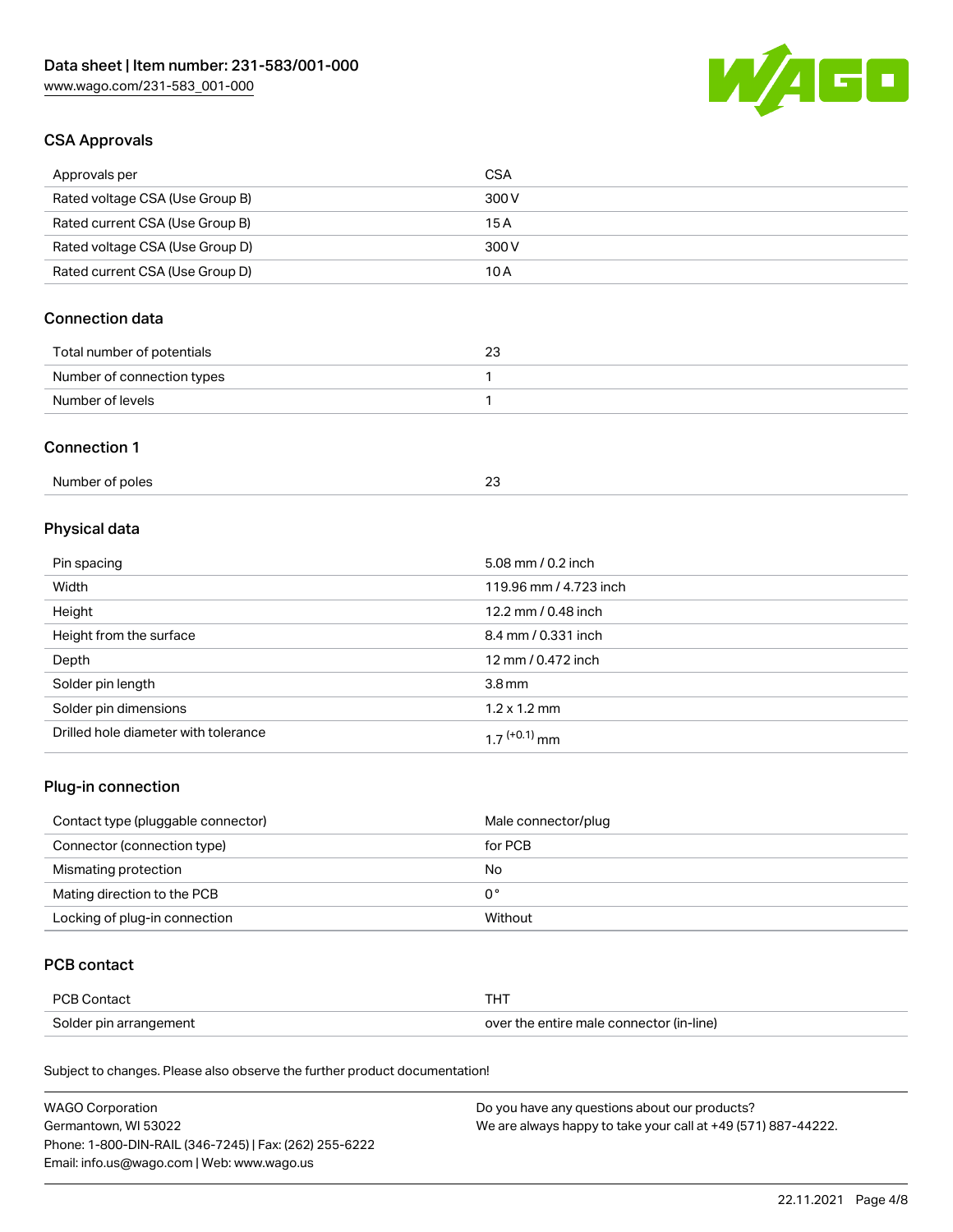## CSA Approvals

| Approvals per | CSA |
| --- | --- |
| Rated voltage CSA (Use Group B) | 300 V |
| Rated current CSA (Use Group B) | 15 A |
| Rated voltage CSA (Use Group D) | 300 V |
| Rated current CSA (Use Group D) | 10 A |

## Connection data

| Total number of potentials | 23 |
| --- | --- |
| Number of connection types | 1 |
| Number of levels | 1 |

## Connection 1

| Number of poles | 23 |
| --- | --- |

## Physical data

| Pin spacing | 5.08 mm / 0.2 inch |
| --- | --- |
| Width | 119.96 mm / 4.723 inch |
| Height | 12.2 mm / 0.48 inch |
| Height from the surface | 8.4 mm / 0.331 inch |
| Depth | 12 mm / 0.472 inch |
| Solder pin length | 3.8 mm |
| Solder pin dimensions | 1.2 x 1.2 mm |
| Drilled hole diameter with tolerance | $1.7^{(+0.1)}$ mm |

## Plug-in connection

| Contact type (pluggable connector) | Male connector/plug |
| --- | --- |
| Connector (connection type) | for PCB |
| Mismating protection | No |
| Mating direction to the PCB | 0 ° |
| Locking of plug-in connection | Without |

## PCB contact

| PCB Contact | THT |
| --- | --- |
| Solder pin arrangement | over the entire male connector (in-line) |

Subject to changes. Please also observe the further product documentation!

WAGO Corporation
Germantown, WI 53022
Phone: 1-800-DIN-RAIL (346-7245) | Fax: (262) 255-6222
Email: info.us@wago.com | Web: www.wago.us

Do you have any questions about our products?
We are always happy to take your call at +49 (571) 887-44222.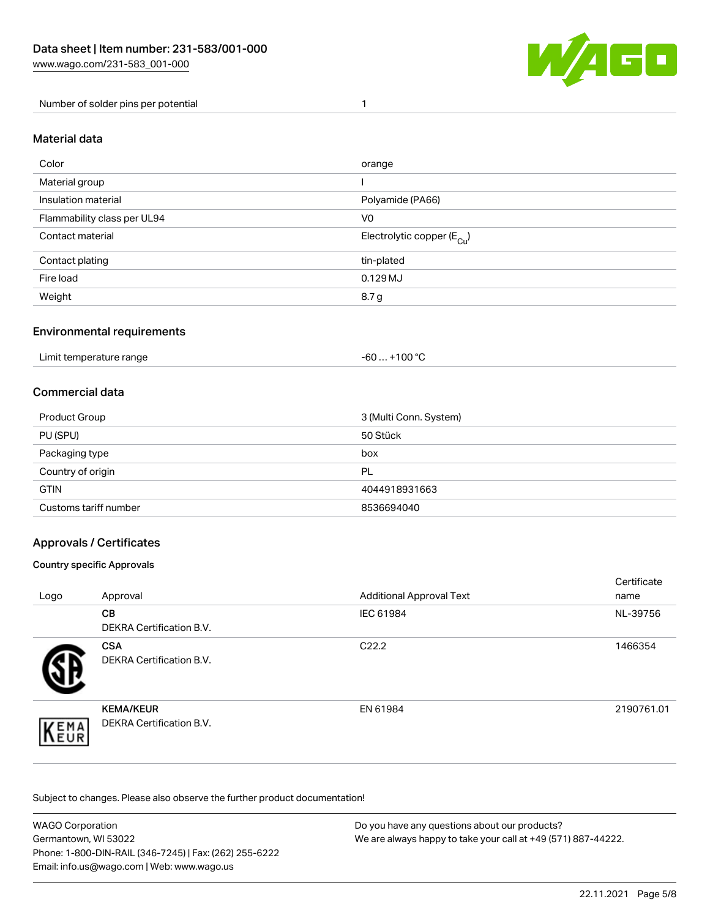| | |
|---|---|
| Number of solder pins per potential | 1 |

## Material data

| | |
|---|---|
| Color | orange |
| Material group | I |
| Insulation material | Polyamide (PA66) |
| Flammability class per UL94 | V0 |
| Contact material | Electrolytic copper ($E_{Cu}$) |
| Contact plating | tin-plated |
| Fire load | 0.129 MJ |
| Weight | 8.7 g |

## Environmental requirements

| | |
|---|---|
| Limit temperature range | -60 … +100 °C |

## Commercial data

| | |
|---|---|
| Product Group | 3 (Multi Conn. System) |
| PU (SPU) | 50 Stück |
| Packaging type | box |
| Country of origin | PL |
| GTIN | 4044918931663 |
| Customs tariff number | 8536694040 |

## Approvals / Certificates

### Country specific Approvals

| Logo | Approval | Additional Approval Text | Certificate name |
|---|---|---|---|
| | **CB** DEKRA Certification B.V. | IEC 61984 | NL-39756 |
| | **CSA** DEKRA Certification B.V. | C22.2 | 1466354 |
| | **KEMA/KEUR** DEKRA Certification B.V. | EN 61984 | 2190761.01 |

Subject to changes. Please also observe the further product documentation!

WAGO Corporation
Germantown, WI 53022
Phone: 1-800-DIN-RAIL (346-7245) | Fax: (262) 255-6222
Email: info.us@wago.com | Web: www.wago.us

Do you have any questions about our products?
We are always happy to take your call at +49 (571) 887-44222.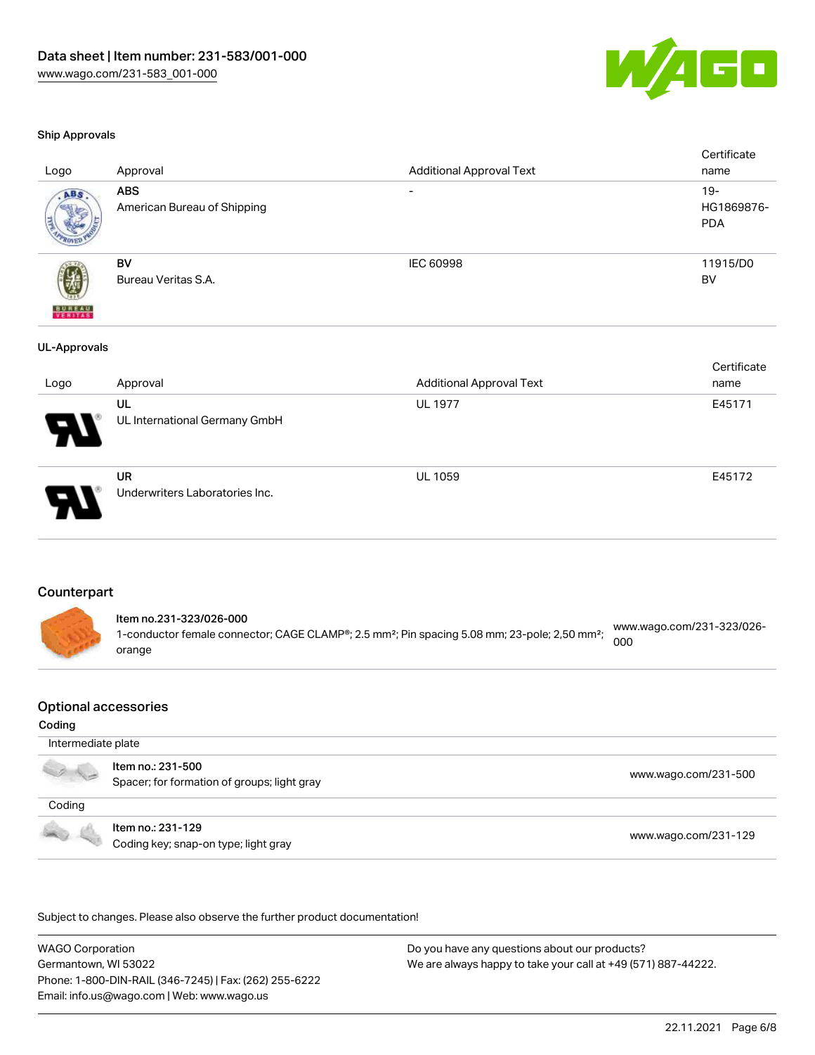### Ship Approvals

| Logo | Approval | Additional Approval Text | Certificate name |
| --- | --- | --- | --- |
| | **ABS**<br>American Bureau of Shipping | - | 19-HG1869876-PDA |
| | **BV**<br>Bureau Veritas S.A. | IEC 60998 | 11915/D0 BV |

### UL-Approvals

| Logo | Approval | Additional Approval Text | Certificate name |
| --- | --- | --- | --- |
| | **UL**<br>UL International Germany GmbH | UL 1977 | E45171 |
| | **UR**<br>Underwriters Laboratories Inc. | UL 1059 | E45172 |

## Counterpart

| Item | Link |
| --- | --- |
| **Item no.231-323/026-000**<br>1-conductor female connector; CAGE CLAMP®; 2.5 mm²; Pin spacing 5.08 mm; 23-pole; 2,50 mm²; orange | www.wago.com/231-323/026-000 |

## Optional accessories

### Coding

**Intermediate plate**

| Item | Link |
| --- | --- |
| **Item no.: 231-500**<br>Spacer; for formation of groups; light gray | www.wago.com/231-500 |

**Coding**

| Item | Link |
| --- | --- |
| **Item no.: 231-129**<br>Coding key; snap-on type; light gray | www.wago.com/231-129 |

Subject to changes. Please also observe the further product documentation!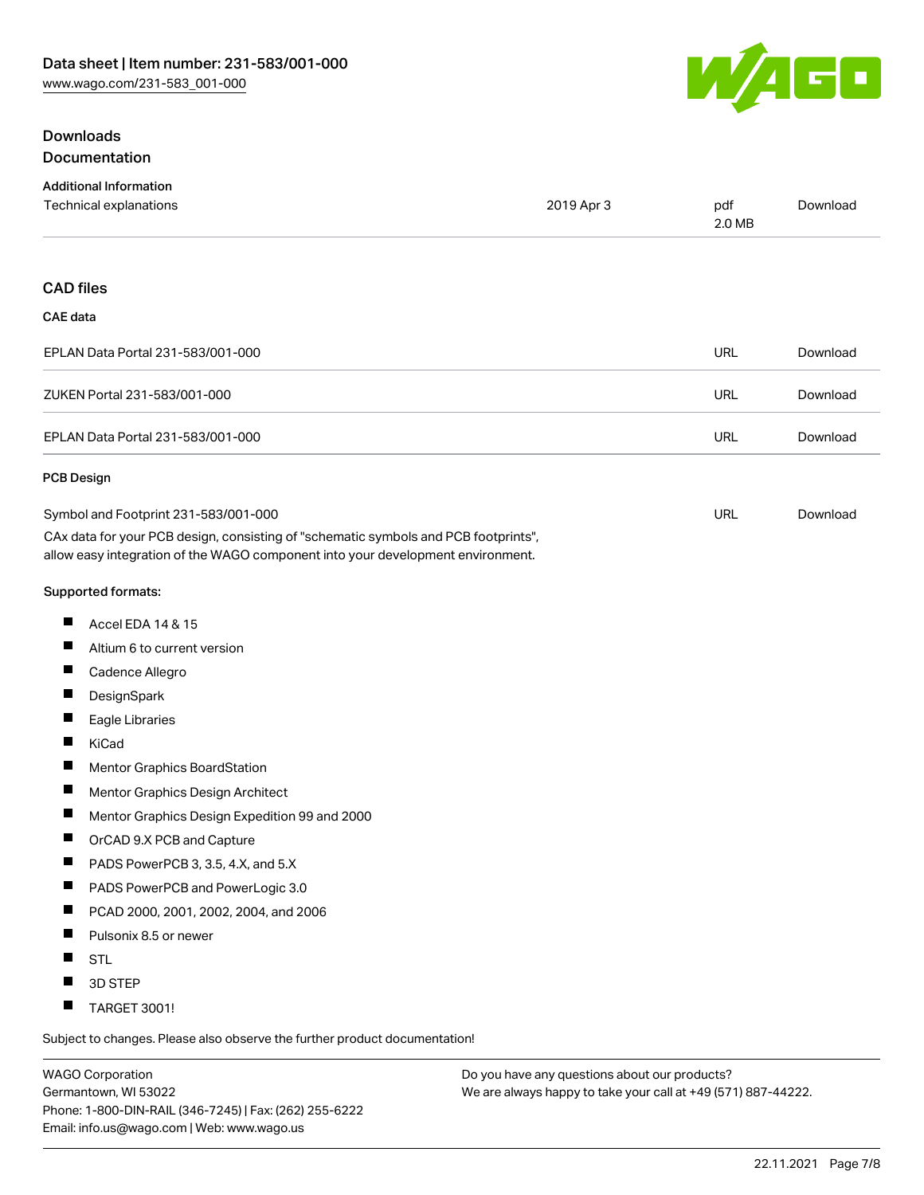## Downloads

### Documentation

**Additional Information**

| Technical explanations | 2019 Apr 3 | pdf 2.0 MB | Download |
| --- | --- | --- | --- |

## CAD files

**CAE data**

| EPLAN Data Portal 231-583/001-000 | URL | Download |
| --- | --- | --- |
| ZUKEN Portal 231-583/001-000 | URL | Download |
| EPLAN Data Portal 231-583/001-000 | URL | Download |

**PCB Design**

| Symbol and Footprint 231-583/001-000 | URL | Download |
| --- | --- | --- |

CAx data for your PCB design, consisting of "schematic symbols and PCB footprints", allow easy integration of the WAGO component into your development environment.

**Supported formats:**

- Accel EDA 14 & 15
- Altium 6 to current version
- Cadence Allegro
- DesignSpark
- Eagle Libraries
- KiCad
- Mentor Graphics BoardStation
- Mentor Graphics Design Architect
- Mentor Graphics Design Expedition 99 and 2000
- OrCAD 9.X PCB and Capture
- PADS PowerPCB 3, 3.5, 4.X, and 5.X
- PADS PowerPCB and PowerLogic 3.0
- PCAD 2000, 2001, 2002, 2004, and 2006
- Pulsonix 8.5 or newer
- STL
- 3D STEP
- TARGET 3001!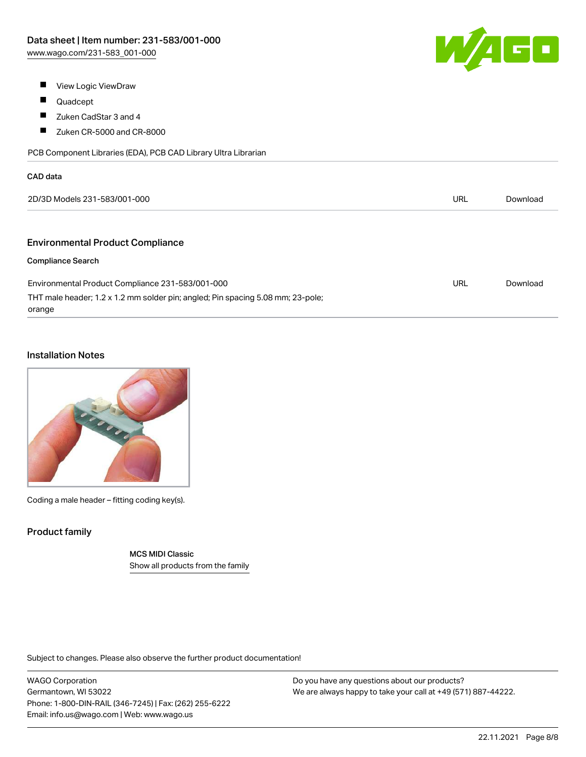- View Logic ViewDraw
- Quadcept
- Zuken CadStar 3 and 4
- Zuken CR-5000 and CR-8000

PCB Component Libraries (EDA), PCB CAD Library Ultra Librarian

**CAD data**

| | | |
|---|---|---|
| 2D/3D Models 231-583/001-000 | URL | Download |

## Environmental Product Compliance

**Compliance Search**

| | | |
|---|---|---|
| Environmental Product Compliance 231-583/001-000<br>THT male header; 1.2 x 1.2 mm solder pin; angled; Pin spacing 5.08 mm; 23-pole; orange | URL | Download |

## Installation Notes

Coding a male header – fitting coding key(s).

## Product family

MCS MIDI Classic
Show all products from the family

Subject to changes. Please also observe the further product documentation!

WAGO Corporation
Germantown, WI 53022
Phone: 1-800-DIN-RAIL (346-7245) | Fax: (262) 255-6222
Email: info.us@wago.com | Web: www.wago.us

Do you have any questions about our products?
We are always happy to take your call at +49 (571) 887-44222.